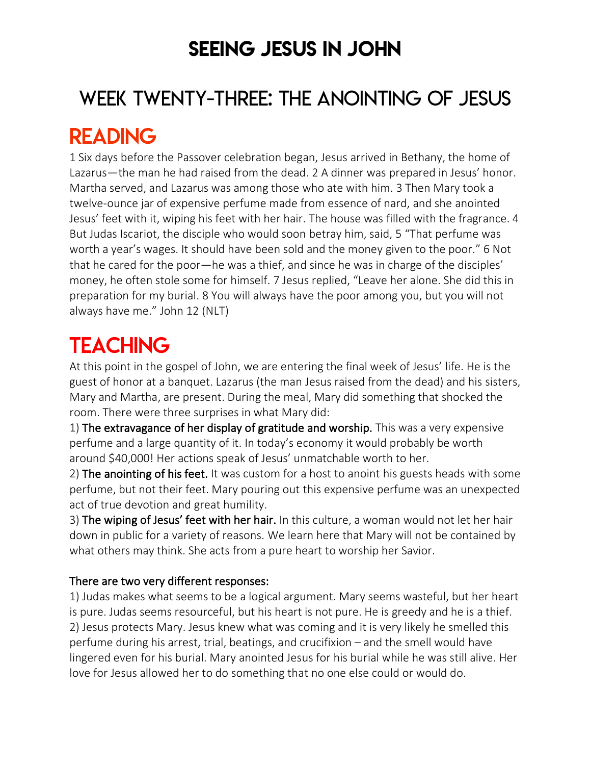# SEEING JESUS IN JOHN

## WEEK TWENTY-THREE: THE ANOINTING OF JESUS

## READING

1 Six days before the Passover celebration began, Jesus arrived in Bethany, the home of Lazarus—the man he had raised from the dead. 2 A dinner was prepared in Jesus' honor. Martha served, and Lazarus was among those who ate with him. 3 Then Mary took a twelve-ounce jar of expensive perfume made from essence of nard, and she anointed Jesus' feet with it, wiping his feet with her hair. The house was filled with the fragrance. 4 But Judas Iscariot, the disciple who would soon betray him, said, 5 "That perfume was worth a year's wages. It should have been sold and the money given to the poor." 6 Not that he cared for the poor—he was a thief, and since he was in charge of the disciples' money, he often stole some for himself. 7 Jesus replied, "Leave her alone. She did this in preparation for my burial. 8 You will always have the poor among you, but you will not always have me." John 12 (NLT)

## TEACHING

At this point in the gospel of John, we are entering the final week of Jesus' life. He is the guest of honor at a banquet. Lazarus (the man Jesus raised from the dead) and his sisters, Mary and Martha, are present. During the meal, Mary did something that shocked the room. There were three surprises in what Mary did:

1) **The extravagance of her display of gratitude and worship.** This was a very expensive perfume and a large quantity of it. In today's economy it would probably be worth around $40,000! Her actions speak of Jesus' unmatchable worth to her.

2) **The anointing of his feet.** It was custom for a host to anoint his guests heads with some perfume, but not their feet. Mary pouring out this expensive perfume was an unexpected act of true devotion and great humility.

3) **The wiping of Jesus' feet with her hair.** In this culture, a woman would not let her hair down in public for a variety of reasons. We learn here that Mary will not be contained by what others may think. She acts from a pure heart to worship her Savior.

There are two very different responses:

1) Judas makes what seems to be a logical argument. Mary seems wasteful, but her heart is pure. Judas seems resourceful, but his heart is not pure. He is greedy and he is a thief.

2) Jesus protects Mary. Jesus knew what was coming and it is very likely he smelled this perfume during his arrest, trial, beatings, and crucifixion – and the smell would have lingered even for his burial. Mary anointed Jesus for his burial while he was still alive. Her love for Jesus allowed her to do something that no one else could or would do.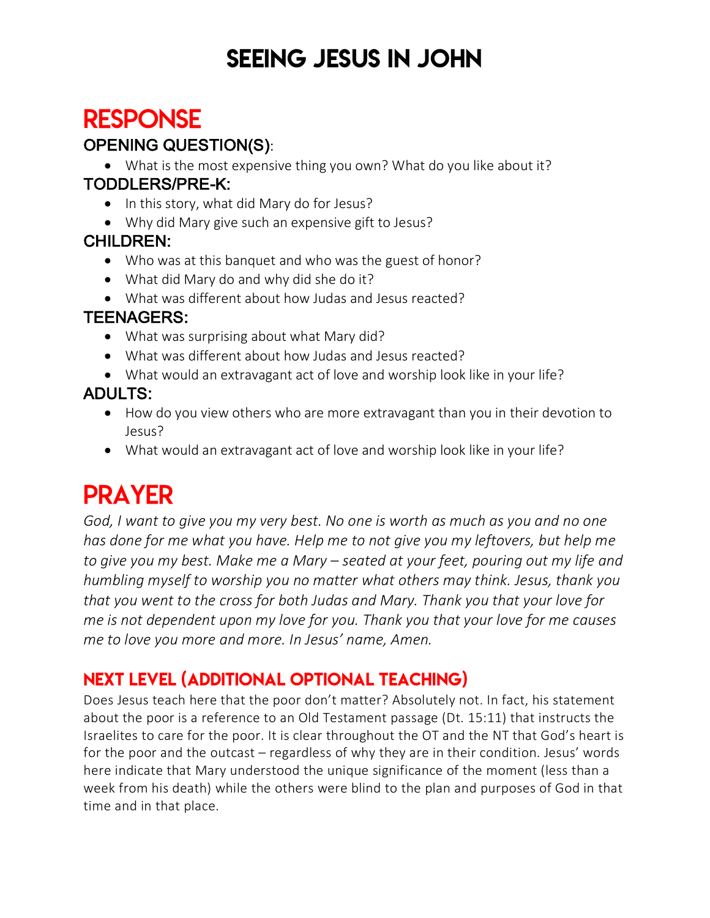# SEEING JESUS IN JOHN

## RESPONSE

### OPENING QUESTION(S):

- What is the most expensive thing you own? What do you like about it?

### TODDLERS/PRE-K:

- In this story, what did Mary do for Jesus?
- Why did Mary give such an expensive gift to Jesus?

### CHILDREN:

- Who was at this banquet and who was the guest of honor?
- What did Mary do and why did she do it?
- What was different about how Judas and Jesus reacted?

### TEENAGERS:

- What was surprising about what Mary did?
- What was different about how Judas and Jesus reacted?
- What would an extravagant act of love and worship look like in your life?

### ADULTS:

- How do you view others who are more extravagant than you in their devotion to Jesus?
- What would an extravagant act of love and worship look like in your life?

## PRAYER

*God, I want to give you my very best. No one is worth as much as you and no one has done for me what you have. Help me to not give you my leftovers, but help me to give you my best. Make me a Mary – seated at your feet, pouring out my life and humbling myself to worship you no matter what others may think. Jesus, thank you that you went to the cross for both Judas and Mary. Thank you that your love for me is not dependent upon my love for you. Thank you that your love for me causes me to love you more and more. In Jesus' name, Amen.*

### NEXT LEVEL (ADDITIONAL OPTIONAL TEACHING)

Does Jesus teach here that the poor don't matter? Absolutely not. In fact, his statement about the poor is a reference to an Old Testament passage (Dt. 15:11) that instructs the Israelites to care for the poor. It is clear throughout the OT and the NT that God's heart is for the poor and the outcast – regardless of why they are in their condition. Jesus' words here indicate that Mary understood the unique significance of the moment (less than a week from his death) while the others were blind to the plan and purposes of God in that time and in that place.